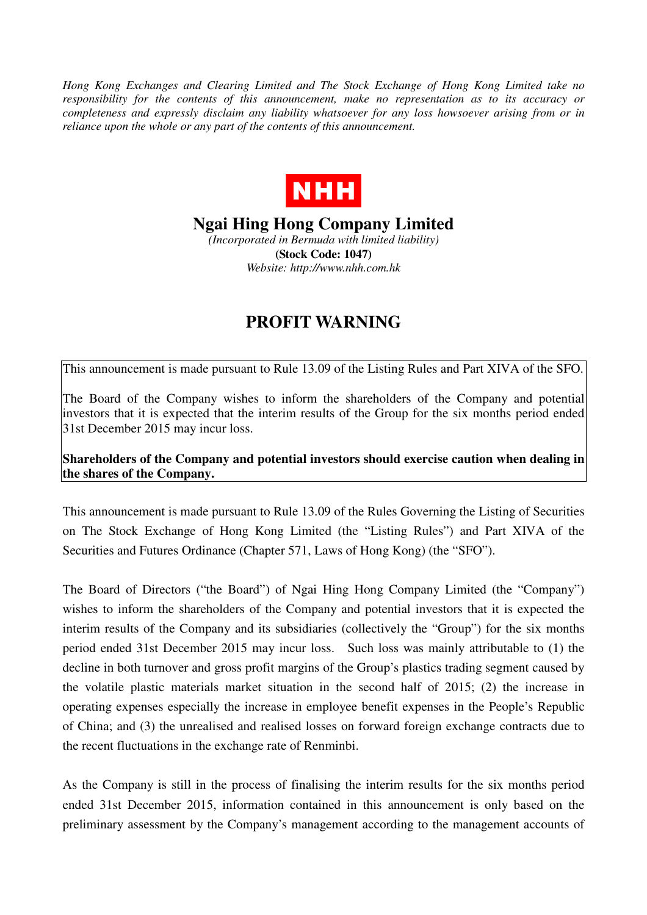*Hong Kong Exchanges and Clearing Limited and The Stock Exchange of Hong Kong Limited take no responsibility for the contents of this announcement, make no representation as to its accuracy or completeness and expressly disclaim any liability whatsoever for any loss howsoever arising from or in reliance upon the whole or any part of the contents of this announcement.*

**NHH**

# Ngai Hing Hong Company Limited

*(Incorporated in Bermuda with limited liability)*

**(Stock Code: 1047)**

*Website: http://www.nhh.com.hk*

## PROFIT WARNING

This announcement is made pursuant to Rule 13.09 of the Listing Rules and Part XIVA of the SFO.

The Board of the Company wishes to inform the shareholders of the Company and potential investors that it is expected that the interim results of the Group for the six months period ended 31st December 2015 may incur loss.

**Shareholders of the Company and potential investors should exercise caution when dealing in the shares of the Company.**

This announcement is made pursuant to Rule 13.09 of the Rules Governing the Listing of Securities on The Stock Exchange of Hong Kong Limited (the "Listing Rules") and Part XIVA of the Securities and Futures Ordinance (Chapter 571, Laws of Hong Kong) (the "SFO").

The Board of Directors ("the Board") of Ngai Hing Hong Company Limited (the "Company") wishes to inform the shareholders of the Company and potential investors that it is expected the interim results of the Company and its subsidiaries (collectively the "Group") for the six months period ended 31st December 2015 may incur loss. Such loss was mainly attributable to (1) the decline in both turnover and gross profit margins of the Group's plastics trading segment caused by the volatile plastic materials market situation in the second half of 2015; (2) the increase in operating expenses especially the increase in employee benefit expenses in the People's Republic of China; and (3) the unrealised and realised losses on forward foreign exchange contracts due to the recent fluctuations in the exchange rate of Renminbi.

As the Company is still in the process of finalising the interim results for the six months period ended 31st December 2015, information contained in this announcement is only based on the preliminary assessment by the Company's management according to the management accounts of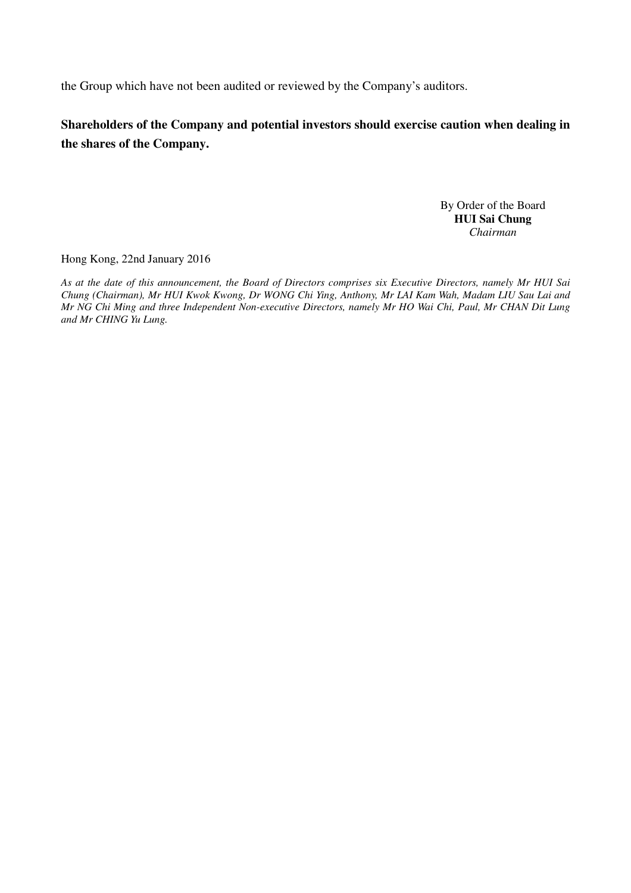the Group which have not been audited or reviewed by the Company's auditors.

**Shareholders of the Company and potential investors should exercise caution when dealing in the shares of the Company.**

By Order of the Board
**HUI Sai Chung**
*Chairman*

Hong Kong, 22nd January 2016

*As at the date of this announcement, the Board of Directors comprises six Executive Directors, namely Mr HUI Sai Chung (Chairman), Mr HUI Kwok Kwong, Dr WONG Chi Ying, Anthony, Mr LAI Kam Wah, Madam LIU Sau Lai and Mr NG Chi Ming and three Independent Non-executive Directors, namely Mr HO Wai Chi, Paul, Mr CHAN Dit Lung and Mr CHING Yu Lung.*